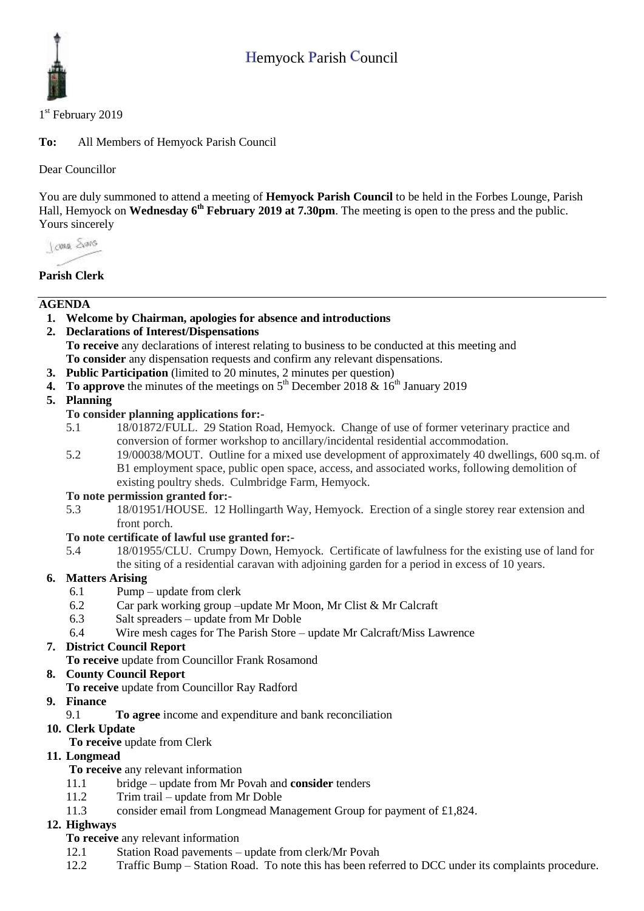# Hemyock Parish Council

1st February 2019

**To:** All Members of Hemyock Parish Council

Dear Councillor

You are duly summoned to attend a meeting of **Hemyock Parish Council** to be held in the Forbes Lounge, Parish Hall, Hemyock on **Wednesday 6th February 2019 at 7.30pm**. The meeting is open to the press and the public.
Yours sincerely

**Parish Clerk**

---

## AGENDA

1. **Welcome by Chairman, apologies for absence and introductions**
2. **Declarations of Interest/Dispensations**
   **To receive** any declarations of interest relating to business to be conducted at this meeting and
   **To consider** any dispensation requests and confirm any relevant dispensations.
3. **Public Participation** (limited to 20 minutes, 2 minutes per question)
4. **To approve** the minutes of the meetings on 5th December 2018 & 16th January 2019
5. **Planning**

   **To consider planning applications for:-**
   - 5.1 18/01872/FULL. 29 Station Road, Hemyock. Change of use of former veterinary practice and conversion of former workshop to ancillary/incidental residential accommodation.
   - 5.2 19/00038/MOUT. Outline for a mixed use development of approximately 40 dwellings, 600 sq.m. of B1 employment space, public open space, access, and associated works, following demolition of existing poultry sheds. Culmbridge Farm, Hemyock.

   **To note permission granted for:-**
   - 5.3 18/01951/HOUSE. 12 Hollingarth Way, Hemyock. Erection of a single storey rear extension and front porch.

   **To note certificate of lawful use granted for:-**
   - 5.4 18/01955/CLU. Crumpy Down, Hemyock. Certificate of lawfulness for the existing use of land for the siting of a residential caravan with adjoining garden for a period in excess of 10 years.
6. **Matters Arising**
   - 6.1 Pump – update from clerk
   - 6.2 Car park working group –update Mr Moon, Mr Clist & Mr Calcraft
   - 6.3 Salt spreaders – update from Mr Doble
   - 6.4 Wire mesh cages for The Parish Store – update Mr Calcraft/Miss Lawrence
7. **District Council Report**
   **To receive** update from Councillor Frank Rosamond
8. **County Council Report**
   **To receive** update from Councillor Ray Radford
9. **Finance**
   - 9.1 **To agree** income and expenditure and bank reconciliation
10. **Clerk Update**
    **To receive** update from Clerk
11. **Longmead**
    **To receive** any relevant information
    - 11.1 bridge – update from Mr Povah and **consider** tenders
    - 11.2 Trim trail – update from Mr Doble
    - 11.3 consider email from Longmead Management Group for payment of £1,824.
12. **Highways**
    **To receive** any relevant information
    - 12.1 Station Road pavements – update from clerk/Mr Povah
    - 12.2 Traffic Bump – Station Road. To note this has been referred to DCC under its complaints procedure.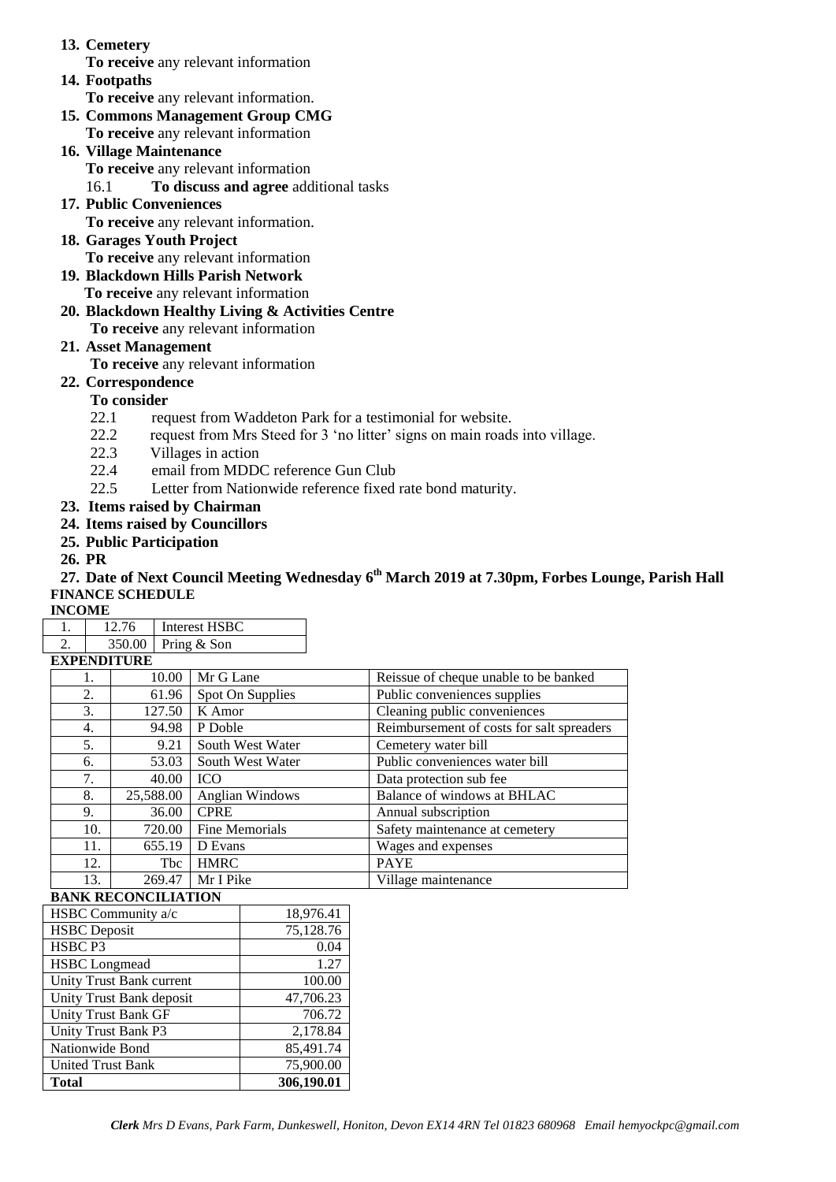13. **Cemetery**
    **To receive** any relevant information
14. **Footpaths**
    **To receive** any relevant information.
15. **Commons Management Group CMG**
    **To receive** any relevant information
16. **Village Maintenance**
    **To receive** any relevant information
    16.1 **To discuss and agree** additional tasks
17. **Public Conveniences**
    **To receive** any relevant information.
18. **Garages Youth Project**
    **To receive** any relevant information
19. **Blackdown Hills Parish Network**
    **To receive** any relevant information
20. **Blackdown Healthy Living & Activities Centre**
    **To receive** any relevant information
21. **Asset Management**
    **To receive** any relevant information
22. **Correspondence**
    **To consider**
    22.1 request from Waddeton Park for a testimonial for website.
    22.2 request from Mrs Steed for 3 'no litter' signs on main roads into village.
    22.3 Villages in action
    22.4 email from MDDC reference Gun Club
    22.5 Letter from Nationwide reference fixed rate bond maturity.
23. **Items raised by Chairman**
24. **Items raised by Councillors**
25. **Public Participation**
26. **PR**
27. **Date of Next Council Meeting Wednesday 6th March 2019 at 7.30pm, Forbes Lounge, Parish Hall**

**FINANCE SCHEDULE**

**INCOME**

| | | |
|---|---|---|
| 1. | 12.76 | Interest HSBC |
| 2. | 350.00 | Pring & Son |

**EXPENDITURE**

| | | | |
|---|---|---|---|
| 1. | 10.00 | Mr G Lane | Reissue of cheque unable to be banked |
| 2. | 61.96 | Spot On Supplies | Public conveniences supplies |
| 3. | 127.50 | K Amor | Cleaning public conveniences |
| 4. | 94.98 | P Doble | Reimbursement of costs for salt spreaders |
| 5. | 9.21 | South West Water | Cemetery water bill |
| 6. | 53.03 | South West Water | Public conveniences water bill |
| 7. | 40.00 | ICO | Data protection sub fee |
| 8. | 25,588.00 | Anglian Windows | Balance of windows at BHLAC |
| 9. | 36.00 | CPRE | Annual subscription |
| 10. | 720.00 | Fine Memorials | Safety maintenance at cemetery |
| 11. | 655.19 | D Evans | Wages and expenses |
| 12. | Tbc | HMRC | PAYE |
| 13. | 269.47 | Mr I Pike | Village maintenance |

**BANK RECONCILIATION**

| | |
|---|---|
| HSBC Community a/c | 18,976.41 |
| HSBC Deposit | 75,128.76 |
| HSBC P3 | 0.04 |
| HSBC Longmead | 1.27 |
| Unity Trust Bank current | 100.00 |
| Unity Trust Bank deposit | 47,706.23 |
| Unity Trust Bank GF | 706.72 |
| Unity Trust Bank P3 | 2,178.84 |
| Nationwide Bond | 85,491.74 |
| United Trust Bank | 75,900.00 |
| **Total** | **306,190.01** |

***Clerk*** *Mrs D Evans, Park Farm, Dunkeswell, Honiton, Devon EX14 4RN Tel 01823 680968 Email hemyockpc@gmail.com*